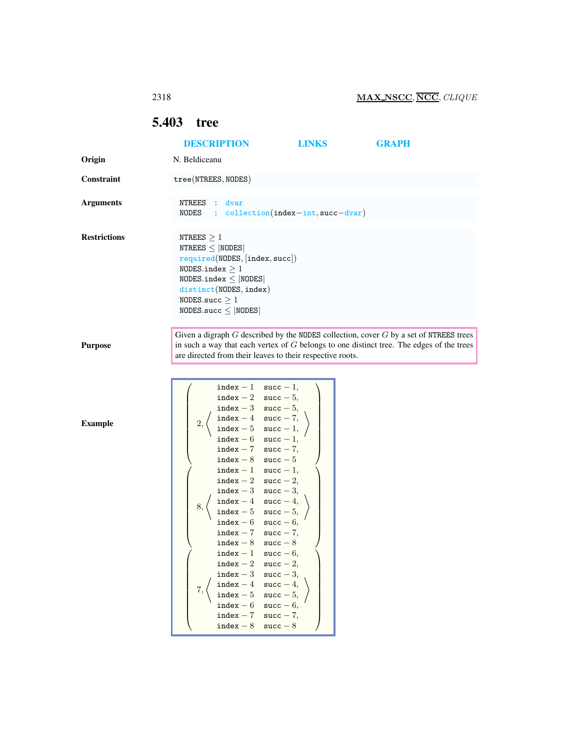## 5.403 tree

DESCRIPTION LINKS GRAPH

**Origin**

N. Beldiceanu

**Constraint**

tree(NTREES, NODES)

**Arguments**

NTREES : dvar
NODES : collection(index−int, succ−dvar)

**Restrictions**

NTREES $\geq 1$
NTREES $\leq$ |NODES|
required(NODES, [index, succ])
NODES.index $\geq 1$
NODES.index $\leq$ |NODES|
distinct(NODES, index)
NODES.succ $\geq 1$
NODES.succ $\leq$ |NODES|

**Purpose**

Given a digraph $G$ described by the NODES collection, cover $G$ by a set of NTREES trees in such a way that each vertex of $G$ belongs to one distinct tree. The edges of the trees are directed from their leaves to their respective roots.

**Example**

```
( 2, ⟨ index − 1  succ − 1,
       index − 2  succ − 5,
       index − 3  succ − 5,
       index − 4  succ − 7,
       index − 5  succ − 1,
       index − 6  succ − 1,
       index − 7  succ − 7,
       index − 8  succ − 5 ⟩ )
( 8, ⟨ index − 1  succ − 1,
       index − 2  succ − 2,
       index − 3  succ − 3,
       index − 4  succ − 4,
       index − 5  succ − 5,
       index − 6  succ − 6,
       index − 7  succ − 7,
       index − 8  succ − 8 ⟩ )
( 7, ⟨ index − 1  succ − 6,
       index − 2  succ − 2,
       index − 3  succ − 3,
       index − 4  succ − 4,
       index − 5  succ − 5,
       index − 6  succ − 6,
       index − 7  succ − 7,
       index − 8  succ − 8 ⟩ )
```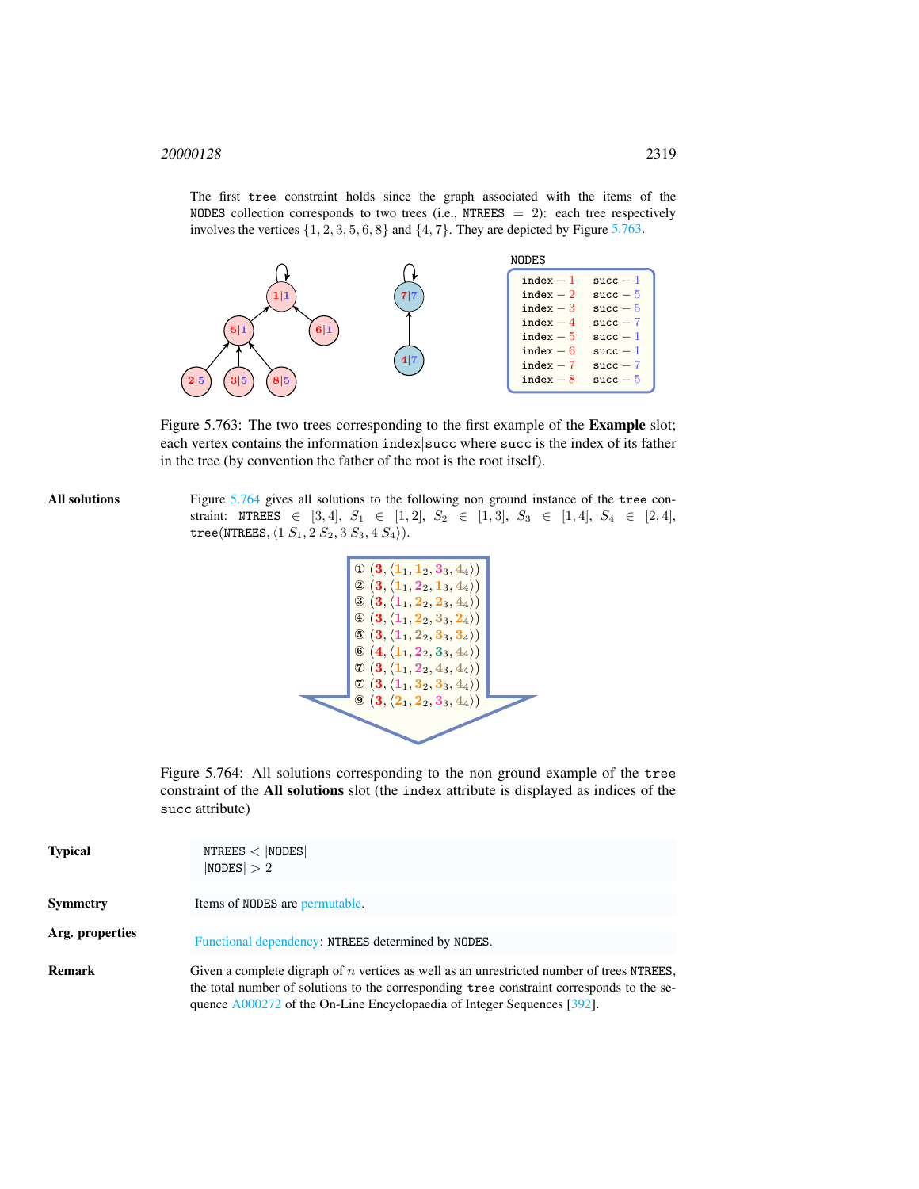The first tree constraint holds since the graph associated with the items of the NODES collection corresponds to two trees (i.e., NTREES = 2): each tree respectively involves the vertices $\{1, 2, 3, 5, 6, 8\}$ and $\{4, 7\}$. They are depicted by Figure 5.763.

NODES

| index | succ |
|---|---|
| index − 1 | succ − 1 |
| index − 2 | succ − 5 |
| index − 3 | succ − 5 |
| index − 4 | succ − 7 |
| index − 5 | succ − 1 |
| index − 6 | succ − 1 |
| index − 7 | succ − 7 |
| index − 8 | succ − 5 |

Figure 5.763: The two trees corresponding to the first example of the **Example** slot; each vertex contains the information index|succ where succ is the index of its father in the tree (by convention the father of the root is the root itself).

**All solutions**

Figure 5.764 gives all solutions to the following non ground instance of the tree constraint: NTREES $\in [3, 4]$, $S_1 \in [1, 2]$, $S_2 \in [1, 3]$, $S_3 \in [1, 4]$, $S_4 \in [2, 4]$, tree(NTREES, $\langle 1\ S_1, 2\ S_2, 3\ S_3, 4\ S_4 \rangle$).

① $(3, \langle 1_1, 1_2, 3_3, 4_4 \rangle)$
② $(3, \langle 1_1, 2_2, 1_3, 4_4 \rangle)$
③ $(3, \langle 1_1, 2_2, 2_3, 4_4 \rangle)$
④ $(3, \langle 1_1, 2_2, 3_3, 2_4 \rangle)$
⑤ $(3, \langle 1_1, 2_2, 3_3, 3_4 \rangle)$
⑥ $(4, \langle 1_1, 2_2, 3_3, 4_4 \rangle)$
⑦ $(3, \langle 1_1, 2_2, 4_3, 4_4 \rangle)$
⑦ $(3, \langle 1_1, 3_2, 3_3, 4_4 \rangle)$
⑨ $(3, \langle 2_1, 2_2, 3_3, 4_4 \rangle)$

Figure 5.764: All solutions corresponding to the non ground example of the tree constraint of the **All solutions** slot (the index attribute is displayed as indices of the succ attribute)

**Typical**

NTREES < |NODES|
|NODES| > 2

**Symmetry**

Items of NODES are permutable.

**Arg. properties**

Functional dependency: NTREES determined by NODES.

**Remark**

Given a complete digraph of $n$ vertices as well as an unrestricted number of trees NTREES, the total number of solutions to the corresponding tree constraint corresponds to the sequence A000272 of the On-Line Encyclopaedia of Integer Sequences [392].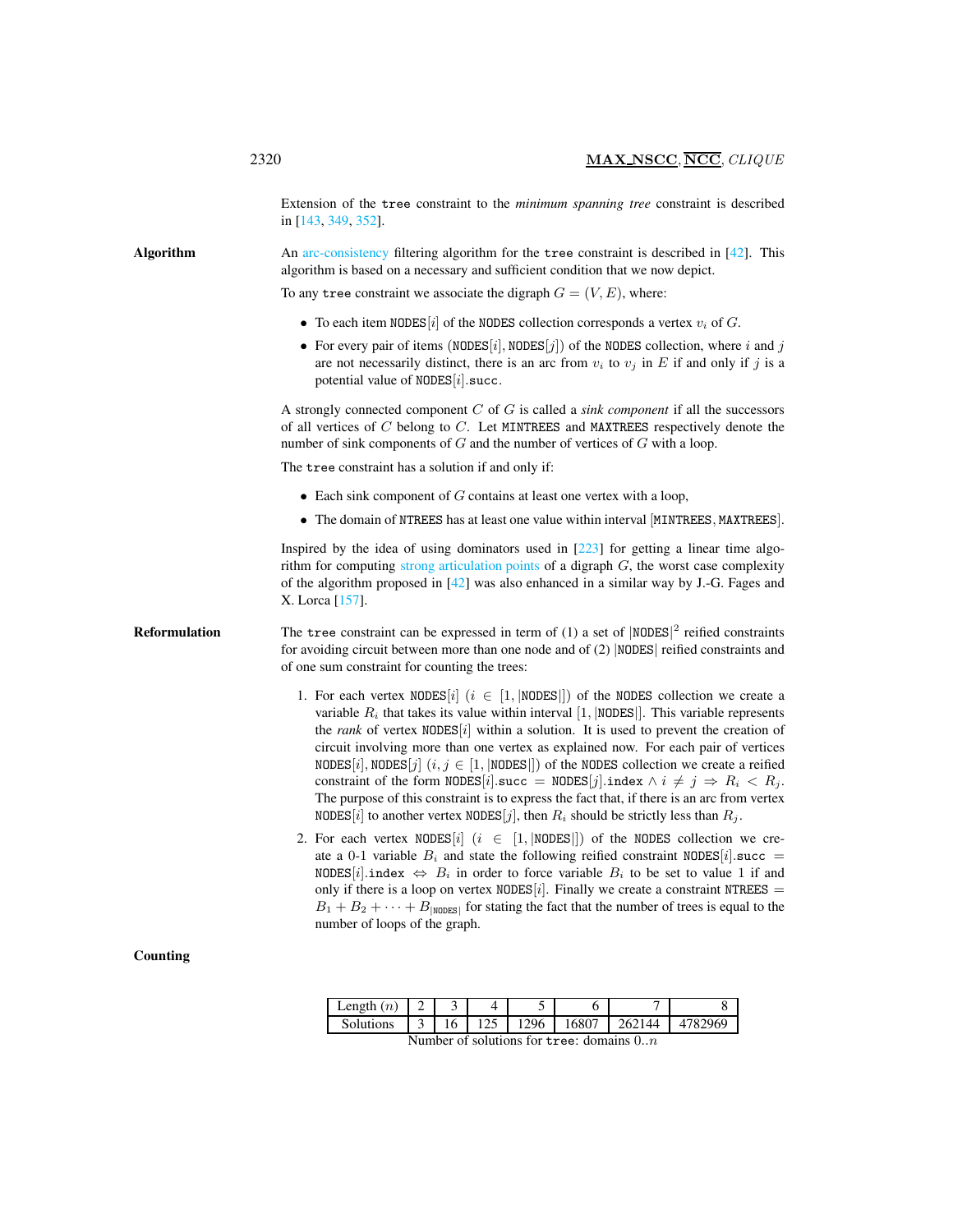Extension of the `tree` constraint to the *minimum spanning tree* constraint is described in [143, 349, 352].

## Algorithm

An arc-consistency filtering algorithm for the `tree` constraint is described in [42]. This algorithm is based on a necessary and sufficient condition that we now depict.

To any `tree` constraint we associate the digraph $G = (V, E)$, where:

- To each item NODES$[i]$ of the NODES collection corresponds a vertex $v_i$ of $G$.
- For every pair of items (NODES$[i]$, NODES$[j]$) of the NODES collection, where $i$ and $j$ are not necessarily distinct, there is an arc from $v_i$ to $v_j$ in $E$ if and only if $j$ is a potential value of NODES$[i]$.succ.

A strongly connected component $C$ of $G$ is called a *sink component* if all the successors of all vertices of $C$ belong to $C$. Let MINTREES and MAXTREES respectively denote the number of sink components of $G$ and the number of vertices of $G$ with a loop.

The `tree` constraint has a solution if and only if:

- Each sink component of $G$ contains at least one vertex with a loop,
- The domain of NTREES has at least one value within interval [MINTREES, MAXTREES].

Inspired by the idea of using dominators used in [223] for getting a linear time algorithm for computing strong articulation points of a digraph $G$, the worst case complexity of the algorithm proposed in [42] was also enhanced in a similar way by J.-G. Fages and X. Lorca [157].

## Reformulation

The `tree` constraint can be expressed in term of (1) a set of $|\text{NODES}|^2$ reified constraints for avoiding circuit between more than one node and of (2) $|\text{NODES}|$ reified constraints and of one sum constraint for counting the trees:

1. For each vertex NODES$[i]$ ($i \in [1, |\text{NODES}|]$) of the NODES collection we create a variable $R_i$ that takes its value within interval $[1, |\text{NODES}|]$. This variable represents the *rank* of vertex NODES$[i]$ within a solution. It is used to prevent the creation of circuit involving more than one vertex as explained now. For each pair of vertices NODES$[i]$, NODES$[j]$ ($i, j \in [1, |\text{NODES}|]$) of the NODES collection we create a reified constraint of the form NODES$[i]$.succ $=$ NODES$[j]$.index $\wedge\, i \neq j \Rightarrow R_i < R_j$. The purpose of this constraint is to express the fact that, if there is an arc from vertex NODES$[i]$ to another vertex NODES$[j]$, then $R_i$ should be strictly less than $R_j$.
2. For each vertex NODES$[i]$ ($i \in [1, |\text{NODES}|]$) of the NODES collection we create a 0-1 variable $B_i$ and state the following reified constraint NODES$[i]$.succ $=$ NODES$[i]$.index $\Leftrightarrow B_i$ in order to force variable $B_i$ to be set to value 1 if and only if there is a loop on vertex NODES$[i]$. Finally we create a constraint NTREES $= B_1 + B_2 + \cdots + B_{|\text{NODES}|}$ for stating the fact that the number of trees is equal to the number of loops of the graph.

## Counting

| Length ($n$) | 2 | 3 | 4 | 5 | 6 | 7 | 8 |
|---|---|---|---|---|---|---|---|
| Solutions | 3 | 16 | 125 | 1296 | 16807 | 262144 | 4782969 |

Number of solutions for `tree`: domains $0..n$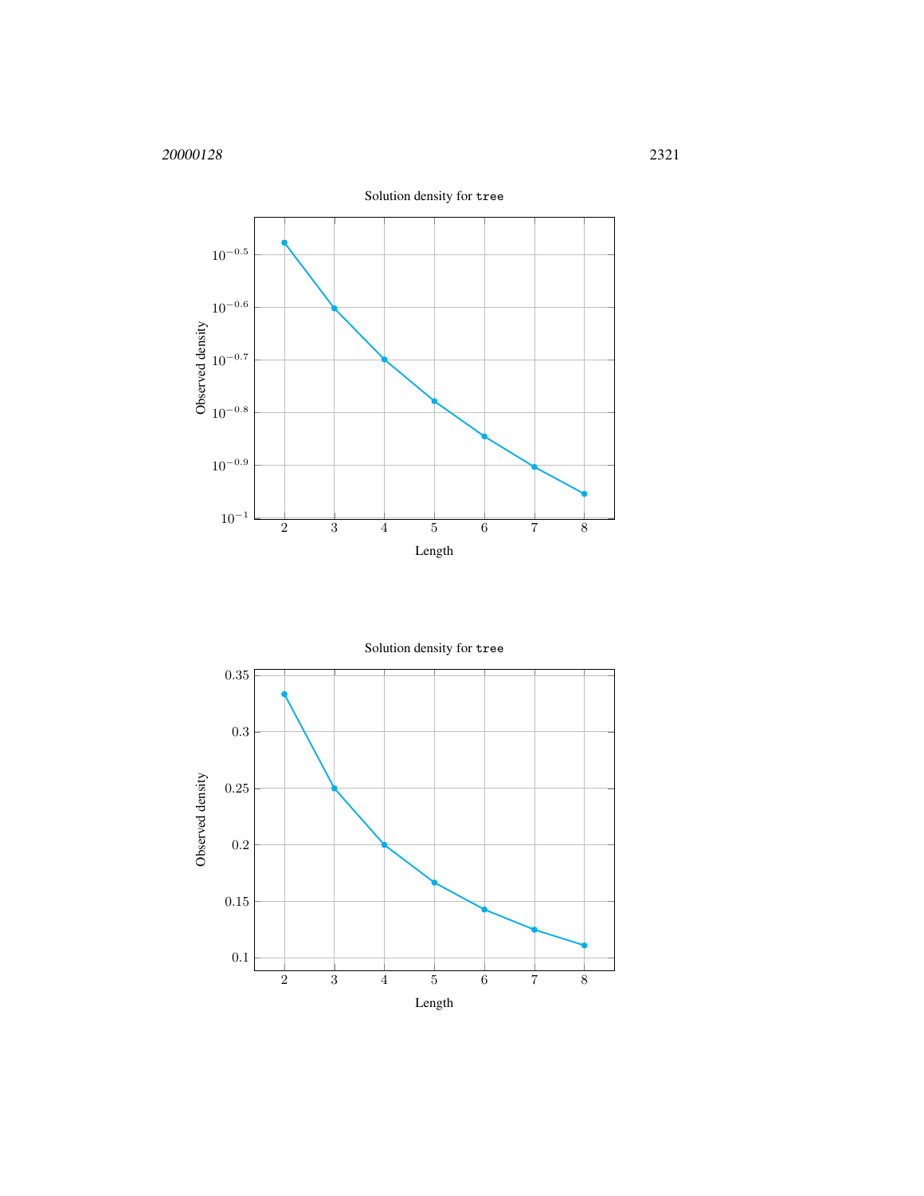Solution density for `tree`

| Length | Observed density |
|---|---|
| 2 | 0.333 |
| 3 | 0.25 |
| 4 | 0.2 |
| 5 | 0.167 |
| 6 | 0.143 |
| 7 | 0.125 |
| 8 | 0.111 |

Solution density for `tree`

| Length | Observed density |
|---|---|
| 2 | 0.333 |
| 3 | 0.25 |
| 4 | 0.2 |
| 5 | 0.167 |
| 6 | 0.143 |
| 7 | 0.125 |
| 8 | 0.111 |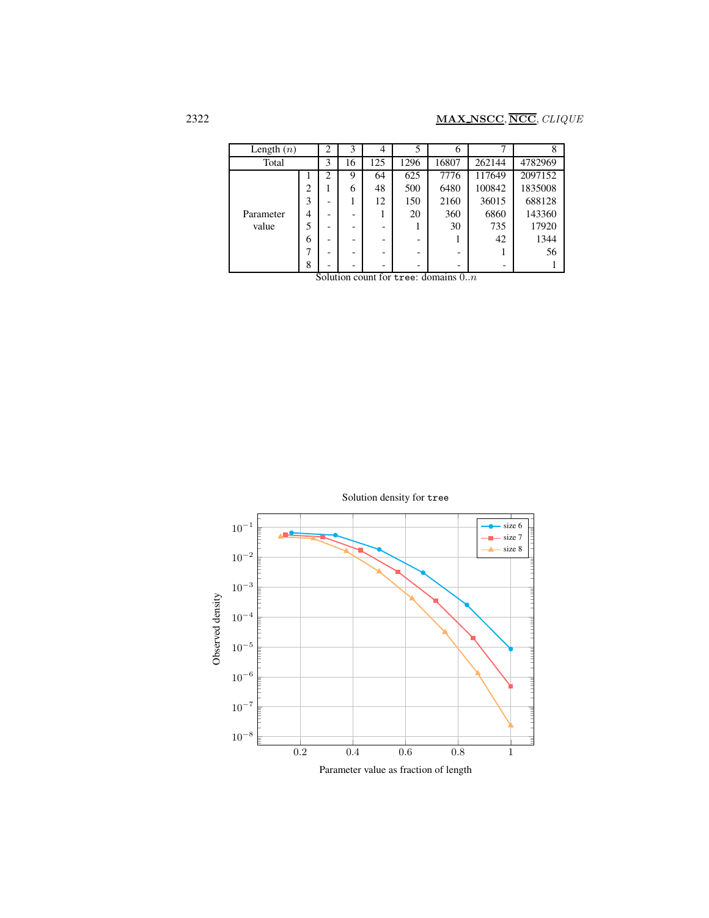| Length ($n$) | | 2 | 3 | 4 | 5 | 6 | 7 | 8 |
|---|---|---|---|---|---|---|---|---|
| Total | | 3 | 16 | 125 | 1296 | 16807 | 262144 | 4782969 |
| Parameter value | 1 | 2 | 9 | 64 | 625 | 7776 | 117649 | 2097152 |
| | 2 | 1 | 6 | 48 | 500 | 6480 | 100842 | 1835008 |
| | 3 | - | 1 | 12 | 150 | 2160 | 36015 | 688128 |
| | 4 | - | - | 1 | 20 | 360 | 6860 | 143360 |
| | 5 | - | - | - | 1 | 30 | 735 | 17920 |
| | 6 | - | - | - | - | 1 | 42 | 1344 |
| | 7 | - | - | - | - | - | 1 | 56 |
| | 8 | - | - | - | - | - | - | 1 |

Solution count for `tree`: domains $0..n$

Solution density for `tree`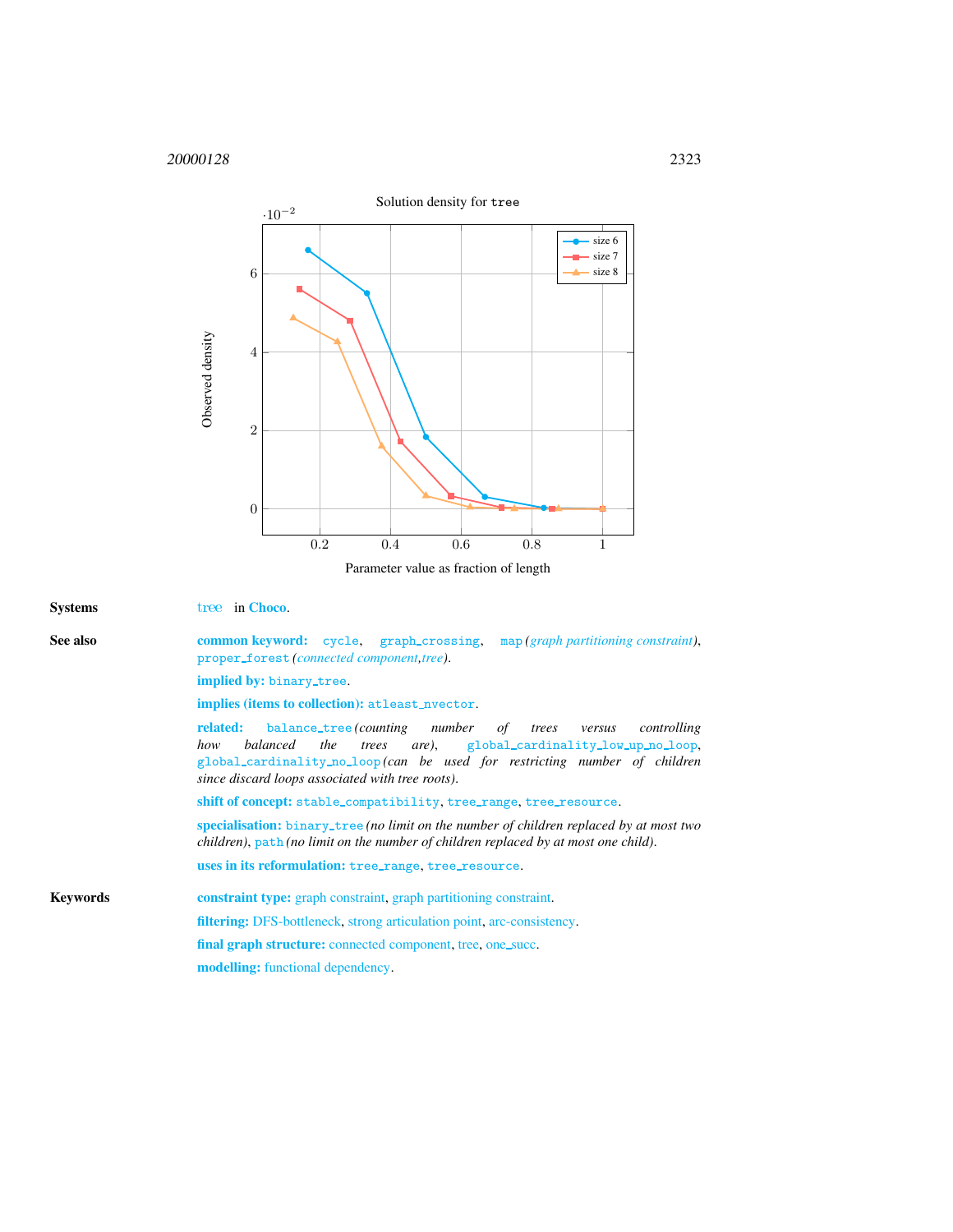Solution density for `tree`

| Parameter value as fraction of length | size 6 | size 7 | size 8 |
|---|---|---|---|
| (chart data; y-axis: Observed density $\cdot 10^{-2}$) | | | |

**Systems**

tree in **Choco**.

**See also**

**common keyword:** `cycle`, `graph_crossing`, `map` *(graph partitioning constraint)*, `proper_forest` *(connected component,tree)*.

**implied by:** `binary_tree`.

**implies (items to collection):** `atleast_nvector`.

**related:** `balance_tree` *(counting number of trees versus controlling how balanced the trees are)*, `global_cardinality_low_up_no_loop`, `global_cardinality_no_loop` *(can be used for restricting number of children since discard loops associated with tree roots)*.

**shift of concept:** `stable_compatibility`, `tree_range`, `tree_resource`.

**specialisation:** `binary_tree` *(no limit on the number of children replaced by at most two children)*, `path` *(no limit on the number of children replaced by at most one child)*.

**uses in its reformulation:** `tree_range`, `tree_resource`.

**Keywords**

**constraint type:** graph constraint, graph partitioning constraint.

**filtering:** DFS-bottleneck, strong articulation point, arc-consistency.

**final graph structure:** connected component, tree, one_succ.

**modelling:** functional dependency.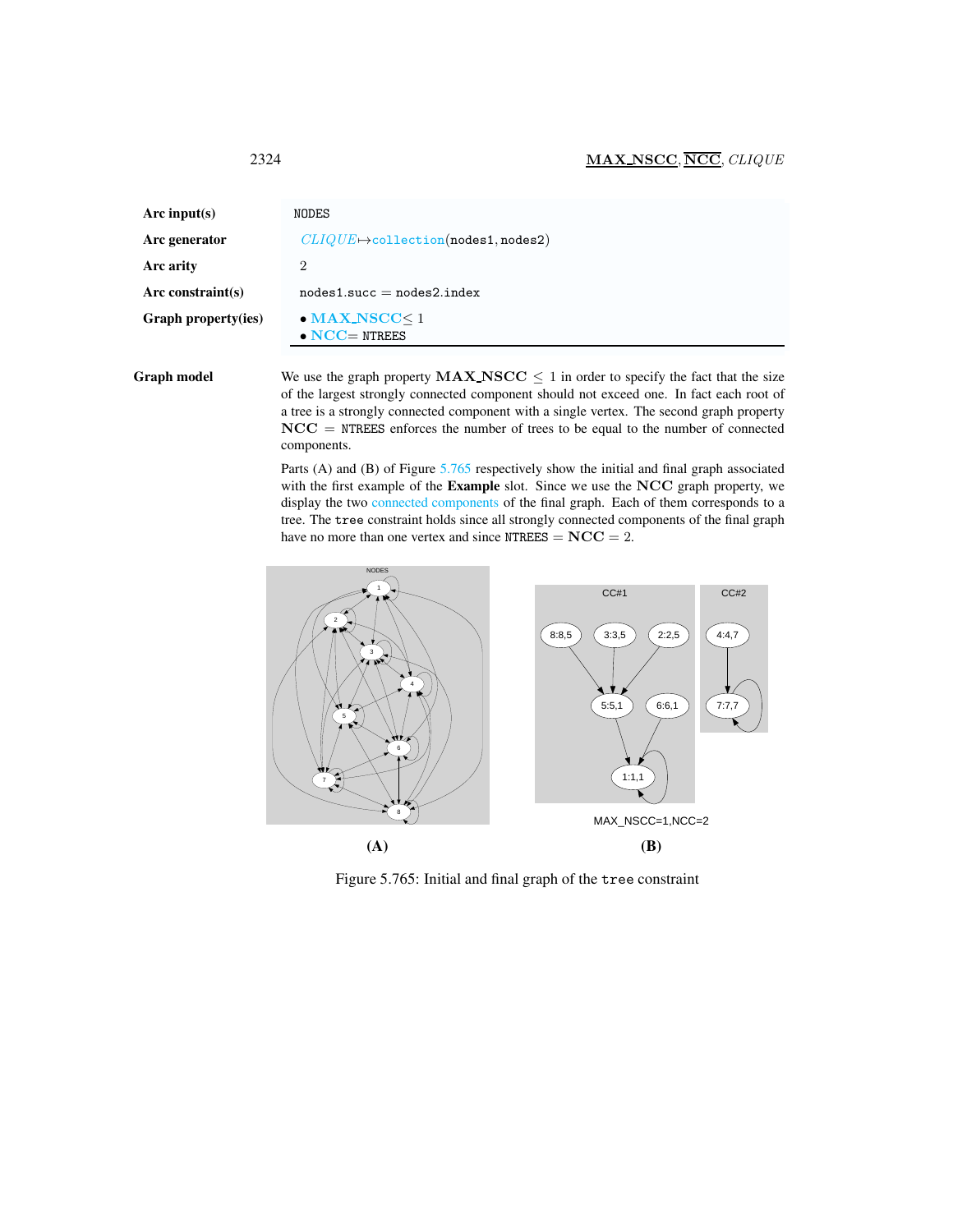| | |
|---|---|
| **Arc input(s)** | NODES |
| **Arc generator** | *CLIQUE*↦collection(nodes1, nodes2) |
| **Arc arity** | 2 |
| **Arc constraint(s)** | nodes1.succ = nodes2.index |
| **Graph property(ies)** | • **MAX_NSCC** ≤ 1<br>• **NCC** = NTREES |

**Graph model**

We use the graph property **MAX_NSCC** ≤ 1 in order to specify the fact that the size of the largest strongly connected component should not exceed one. In fact each root of a tree is a strongly connected component with a single vertex. The second graph property **NCC** = NTREES enforces the number of trees to be equal to the number of connected components.

Parts (A) and (B) of Figure 5.765 respectively show the initial and final graph associated with the first example of the **Example** slot. Since we use the **NCC** graph property, we display the two connected components of the final graph. Each of them corresponds to a tree. The tree constraint holds since all strongly connected components of the final graph have no more than one vertex and since NTREES = **NCC** = 2.

Figure 5.765: Initial and final graph of the tree constraint